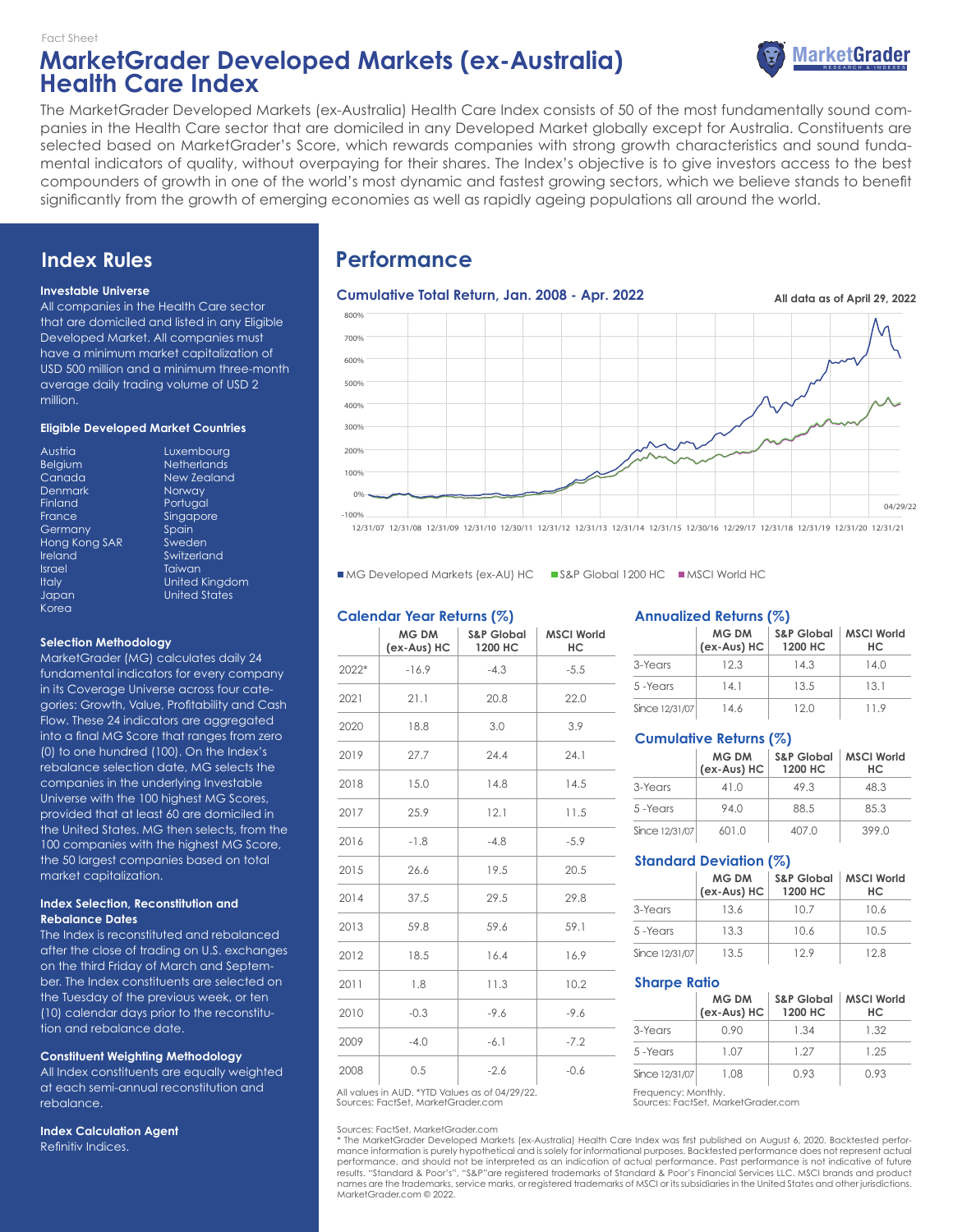Fact Sheet

# MarketGrader Developed Markets (ex-Australia) Health Care Index

The MarketGrader Developed Markets (ex-Australia) Health Care Index consists of 50 of the most fundamentally sound companies in the Health Care sector that are domiciled in any Developed Market globally except for Australia. Constituents are selected based on MarketGrader's Score, which rewards companies with strong growth characteristics and sound fundamental indicators of quality, without overpaying for their shares. The Index's objective is to give investors access to the best compounders of growth in one of the world's most dynamic and fastest growing sectors, which we believe stands to benefit significantly from the growth of emerging economies as well as rapidly ageing populations all around the world.

## Index Rules

**Investable Universe**

All companies in the Health Care sector that are domiciled and listed in any Eligible Developed Market. All companies must have a minimum market capitalization of USD 500 million and a minimum three-month average daily trading volume of USD 2 million.

**Eligible Developed Market Countries**

Austria, Belgium, Canada, Denmark, Finland, France, Germany, Hong Kong SAR, Ireland, Israel, Italy, Japan, Korea, Luxembourg, Netherlands, New Zealand, Norway, Portugal, Singapore, Spain, Sweden, Switzerland, Taiwan, United Kingdom, United States

**Selection Methodology**

MarketGrader (MG) calculates daily 24 fundamental indicators for every company in its Coverage Universe across four categories: Growth, Value, Profitability and Cash Flow. These 24 indicators are aggregated into a final MG Score that ranges from zero (0) to one hundred (100). On the Index's rebalance selection date, MG selects the companies in the underlying Investable Universe with the 100 highest MG Scores, provided that at least 60 are domiciled in the United States. MG then selects, from the 100 companies with the highest MG Score, the 50 largest companies based on total market capitalization.

**Index Selection, Reconstitution and Rebalance Dates**

The Index is reconstituted and rebalanced after the close of trading on U.S. exchanges on the third Friday of March and September. The Index constituents are selected on the Tuesday of the previous week, or ten (10) calendar days prior to the reconstitution and rebalance date.

**Constituent Weighting Methodology**

All Index constituents are equally weighted at each semi-annual reconstitution and rebalance.

**Index Calculation Agent**

Refinitiv Indices.

## Performance

### Cumulative Total Return, Jan. 2008 - Apr. 2022

All data as of April 29, 2022

■ MG Developed Markets (ex-AU) HC ■ S&P Global 1200 HC ■ MSCI World HC

### Calendar Year Returns (%)

| | MG DM (ex-Aus) HC | S&P Global 1200 HC | MSCI World HC |
|---|---|---|---|
| 2022* | -16.9 | -4.3 | -5.5 |
| 2021 | 21.1 | 20.8 | 22.0 |
| 2020 | 18.8 | 3.0 | 3.9 |
| 2019 | 27.7 | 24.4 | 24.1 |
| 2018 | 15.0 | 14.8 | 14.5 |
| 2017 | 25.9 | 12.1 | 11.5 |
| 2016 | -1.8 | -4.8 | -5.9 |
| 2015 | 26.6 | 19.5 | 20.5 |
| 2014 | 37.5 | 29.5 | 29.8 |
| 2013 | 59.8 | 59.6 | 59.1 |
| 2012 | 18.5 | 16.4 | 16.9 |
| 2011 | 1.8 | 11.3 | 10.2 |
| 2010 | -0.3 | -9.6 | -9.6 |
| 2009 | -4.0 | -6.1 | -7.2 |
| 2008 | 0.5 | -2.6 | -0.6 |

All values in AUD. *YTD Values as of 04/29/22.
Sources: FactSet, MarketGrader.com

### Annualized Returns (%)

| | MG DM (ex-Aus) HC | S&P Global 1200 HC | MSCI World HC |
|---|---|---|---|
| 3-Years | 12.3 | 14.3 | 14.0 |
| 5 -Years | 14.1 | 13.5 | 13.1 |
| Since 12/31/07 | 14.6 | 12.0 | 11.9 |

### Cumulative Returns (%)

| | MG DM (ex-Aus) HC | S&P Global 1200 HC | MSCI World HC |
|---|---|---|---|
| 3-Years | 41.0 | 49.3 | 48.3 |
| 5 -Years | 94.0 | 88.5 | 85.3 |
| Since 12/31/07 | 601.0 | 407.0 | 399.0 |

### Standard Deviation (%)

| | MG DM (ex-Aus) HC | S&P Global 1200 HC | MSCI World HC |
|---|---|---|---|
| 3-Years | 13.6 | 10.7 | 10.6 |
| 5 -Years | 13.3 | 10.6 | 10.5 |
| Since 12/31/07 | 13.5 | 12.9 | 12.8 |

### Sharpe Ratio

| | MG DM (ex-Aus) HC | S&P Global 1200 HC | MSCI World HC |
|---|---|---|---|
| 3-Years | 0.90 | 1.34 | 1.32 |
| 5 -Years | 1.07 | 1.27 | 1.25 |
| Since 12/31/07 | 1.08 | 0.93 | 0.93 |

Frequency: Monthly.
Sources: FactSet, MarketGrader.com

Sources: FactSet, MarketGrader.com
* The MarketGrader Developed Markets (ex-Australia) Health Care Index was first published on August 6, 2020. Backtested performance information is purely hypothetical and is solely for informational purposes. Backtested performance does not represent actual performance, and should not be interpreted as an indication of actual performance. Past performance is not indicative of future results. "Standard & Poor's", "S&P"are registered trademarks of Standard & Poor's Financial Services LLC. MSCI brands and product names are the trademarks, service marks, or registered trademarks of MSCI or its subsidiaries in the United States and other jurisdictions. MarketGrader.com © 2022.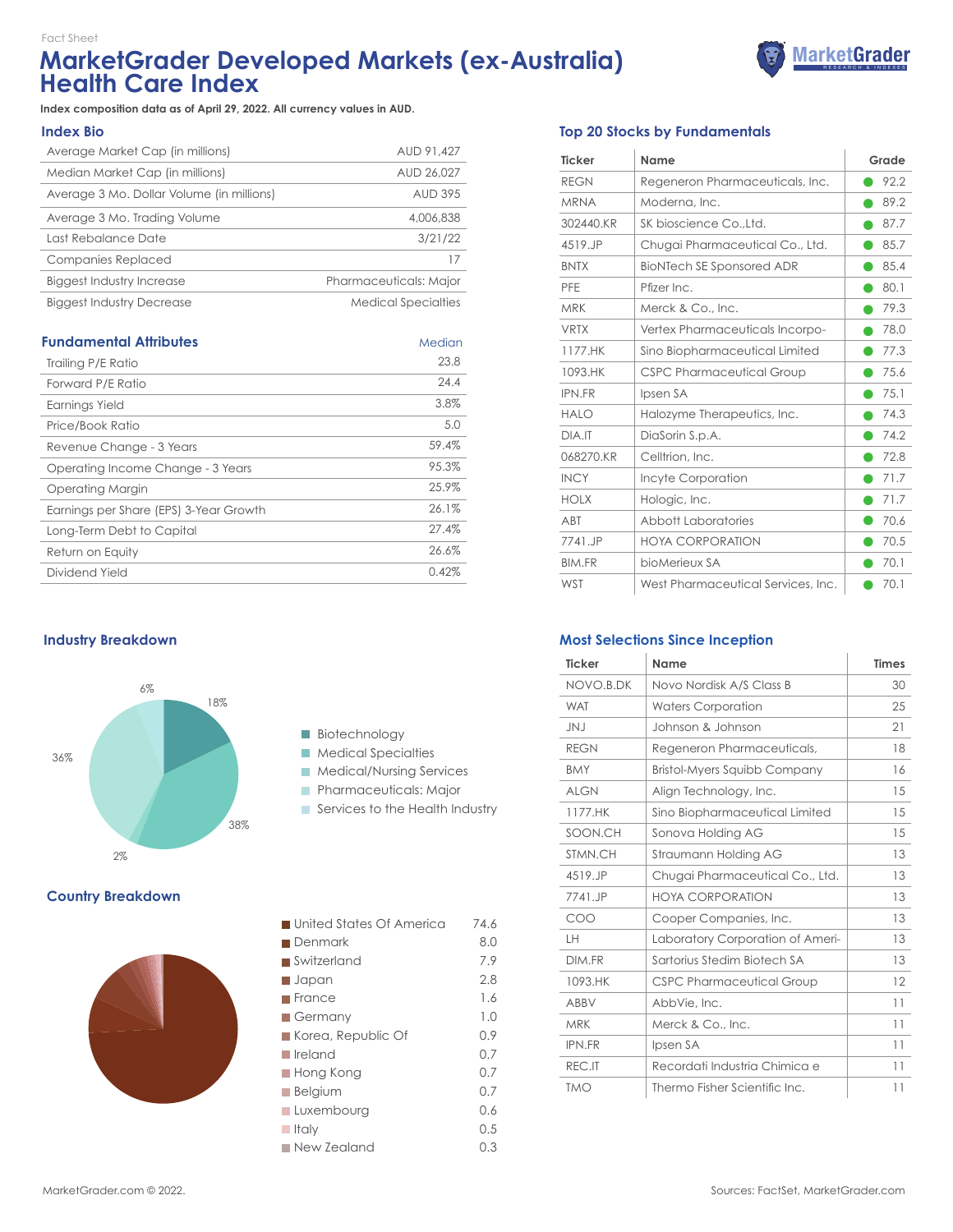Fact Sheet

# MarketGrader Developed Markets (ex-Australia) Health Care Index

**Index composition data as of April 29, 2022. All currency values in AUD.**

## Index Bio

| | |
|---|---|
| Average Market Cap (in millions) | AUD 91,427 |
| Median Market Cap (in millions) | AUD 26,027 |
| Average 3 Mo. Dollar Volume (in millions) | AUD 395 |
| Average 3 Mo. Trading Volume | 4,006,838 |
| Last Rebalance Date | 3/21/22 |
| Companies Replaced | 17 |
| Biggest Industry Increase | Pharmaceuticals: Major |
| Biggest Industry Decrease | Medical Specialties |

## Fundamental Attributes

| Fundamental Attributes | Median |
|---|---|
| Trailing P/E Ratio | 23.8 |
| Forward P/E Ratio | 24.4 |
| Earnings Yield | 3.8% |
| Price/Book Ratio | 5.0 |
| Revenue Change - 3 Years | 59.4% |
| Operating Income Change - 3 Years | 95.3% |
| Operating Margin | 25.9% |
| Earnings per Share (EPS) 3-Year Growth | 26.1% |
| Long-Term Debt to Capital | 27.4% |
| Return on Equity | 26.6% |
| Dividend Yield | 0.42% |

## Top 20 Stocks by Fundamentals

| Ticker | Name | Grade |
|---|---|---|
| REGN | Regeneron Pharmaceuticals, Inc. | 92.2 |
| MRNA | Moderna, Inc. | 89.2 |
| 302440.KR | SK bioscience Co.,Ltd. | 87.7 |
| 4519.JP | Chugai Pharmaceutical Co., Ltd. | 85.7 |
| BNTX | BioNTech SE Sponsored ADR | 85.4 |
| PFE | Pfizer Inc. | 80.1 |
| MRK | Merck & Co., Inc. | 79.3 |
| VRTX | Vertex Pharmaceuticals Incorpo- | 78.0 |
| 1177.HK | Sino Biopharmaceutical Limited | 77.3 |
| 1093.HK | CSPC Pharmaceutical Group | 75.6 |
| IPN.FR | Ipsen SA | 75.1 |
| HALO | Halozyme Therapeutics, Inc. | 74.3 |
| DIA.IT | DiaSorin S.p.A. | 74.2 |
| 068270.KR | Celltrion, Inc. | 72.8 |
| INCY | Incyte Corporation | 71.7 |
| HOLX | Hologic, Inc. | 71.7 |
| ABT | Abbott Laboratories | 70.6 |
| 7741.JP | HOYA CORPORATION | 70.5 |
| BIM.FR | bioMerieux SA | 70.1 |
| WST | West Pharmaceutical Services, Inc. | 70.1 |

## Industry Breakdown

18%
38%
2%
36%
6%

- Biotechnology
- Medical Specialties
- Medical/Nursing Services
- Pharmaceuticals: Major
- Services to the Health Industry

## Country Breakdown

United States Of America 74.6
Denmark 8.0
Switzerland 7.9
Japan 2.8
France 1.6
Germany 1.0
Korea, Republic Of 0.9
Ireland 0.7
Hong Kong 0.7
Belgium 0.7
Luxembourg 0.6
Italy 0.5
New Zealand 0.3

## Most Selections Since Inception

| Ticker | Name | Times |
|---|---|---|
| NOVO.B.DK | Novo Nordisk A/S Class B | 30 |
| WAT | Waters Corporation | 25 |
| JNJ | Johnson & Johnson | 21 |
| REGN | Regeneron Pharmaceuticals, | 18 |
| BMY | Bristol-Myers Squibb Company | 16 |
| ALGN | Align Technology, Inc. | 15 |
| 1177.HK | Sino Biopharmaceutical Limited | 15 |
| SOON.CH | Sonova Holding AG | 15 |
| STMN.CH | Straumann Holding AG | 13 |
| 4519.JP | Chugai Pharmaceutical Co., Ltd. | 13 |
| 7741.JP | HOYA CORPORATION | 13 |
| COO | Cooper Companies, Inc. | 13 |
| LH | Laboratory Corporation of Ameri- | 13 |
| DIM.FR | Sartorius Stedim Biotech SA | 13 |
| 1093.HK | CSPC Pharmaceutical Group | 12 |
| ABBV | AbbVie, Inc. | 11 |
| MRK | Merck & Co., Inc. | 11 |
| IPN.FR | Ipsen SA | 11 |
| REC.IT | Recordati Industria Chimica e | 11 |
| TMO | Thermo Fisher Scientific Inc. | 11 |

MarketGrader.com © 2022.

Sources: FactSet, MarketGrader.com